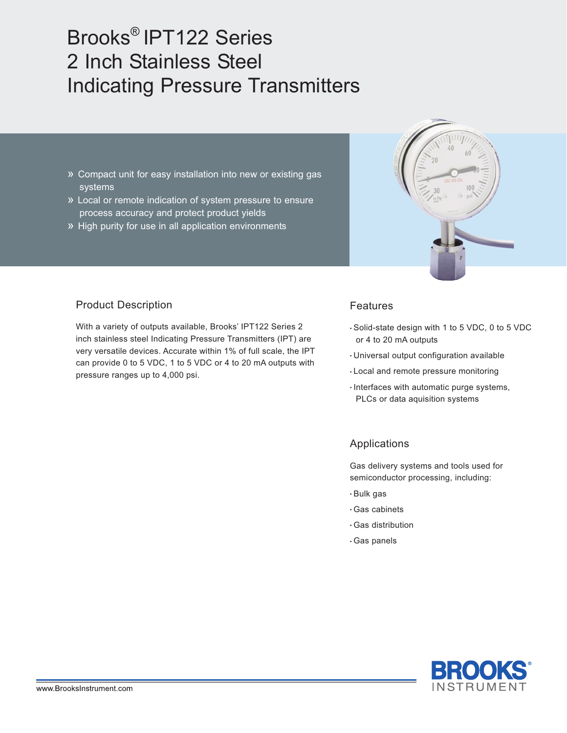# Brooks® IPT122 Series 2 Inch Stainless Steel Indicating Pressure Transmitters

- » Compact unit for easy installation into new or existing gas systems
- » Local or remote indication of system pressure to ensure process accuracy and protect product yields
- » High purity for use in all application environments

## Product Description

With a variety of outputs available, Brooks' IPT122 Series 2 inch stainless steel Indicating Pressure Transmitters (IPT) are very versatile devices. Accurate within 1% of full scale, the IPT can provide 0 to 5 VDC, 1 to 5 VDC or 4 to 20 mA outputs with pressure ranges up to 4,000 psi.

## Features

- Solid-state design with 1 to 5 VDC, 0 to 5 VDC or 4 to 20 mA outputs
- Universal output configuration available
- Local and remote pressure monitoring
- Interfaces with automatic purge systems, PLCs or data aquisition systems

## Applications

Gas delivery systems and tools used for semiconductor processing, including:

- Bulk gas
- Gas cabinets
- Gas distribution
- Gas panels

www.BrooksInstrument.com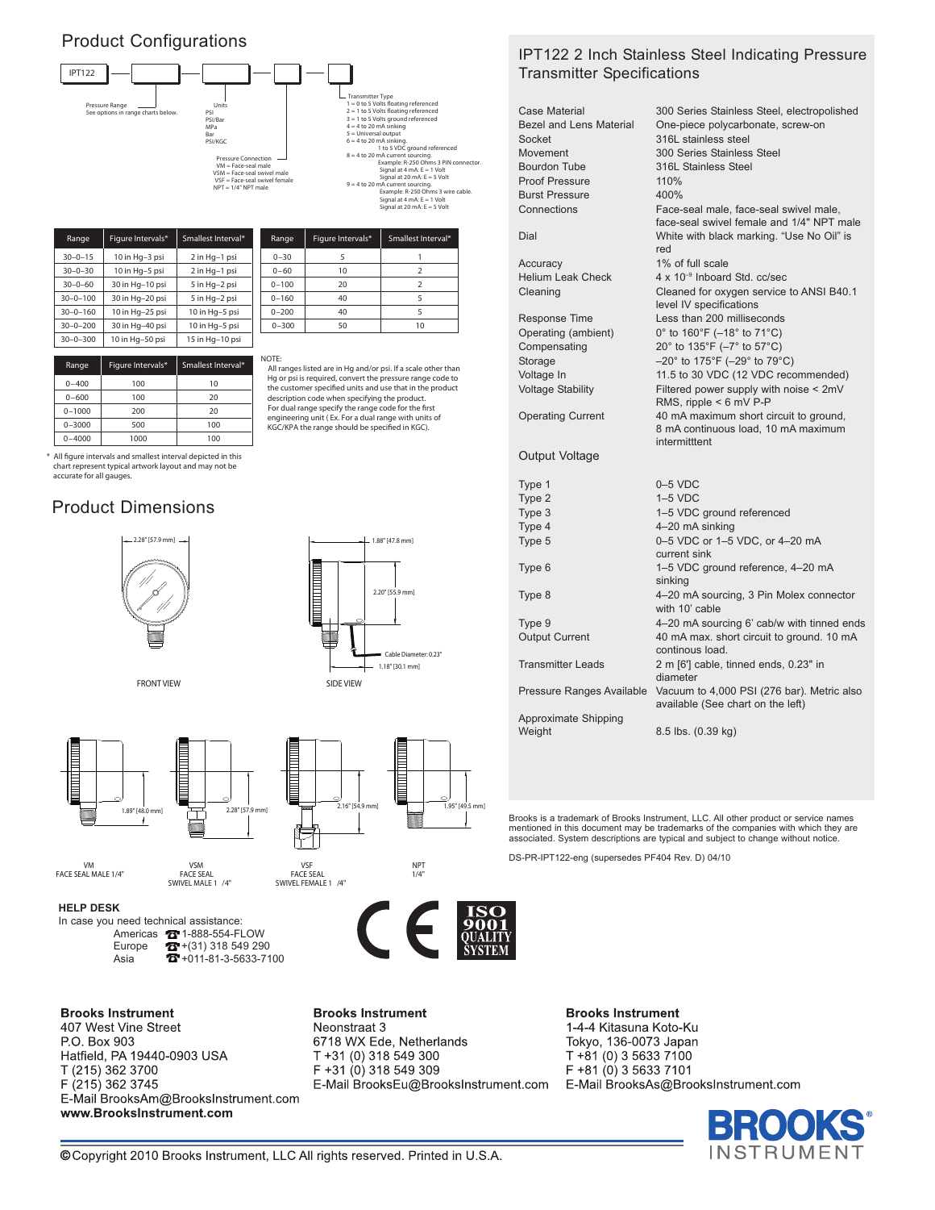## Product Configurations

IPT122 — [ ] — [ ] — [ ] — [ ]

Pressure Range
See options in range charts below.

Units
PSI
PSI/Bar
MPa
Bar
PSI/KGC

Pressure Connection
VM = Face-seal male
VSM = Face-seal swivel male
VSF = Face-seal swivel female
NPT = 1/4" NPT male

Transmitter Type
1 = 0 to 5 Volts floating referenced
2 = 1 to 5 Volts floating referenced
3 = 1 to 5 Volts ground referenced
4 = 4 to 20 mA sinking
5 = Universal output
6 = 4 to 20 mA sinking.
1 to 5 VDC ground referenced
8 = 4 to 20 mA current sourcing.
Example: R-250 Ohms 3 PIN connector.
Signal at 4 mA: E = 1 Volt
Signal at 20 mA: E = 5 Volt
9 = 4 to 20 mA current sourcing.
Example: R-250 Ohms 3 wire cable.
Signal at 4 mA: E = 1 Volt
Signal at 20 mA: E = 5 Volt

| Range | Figure Intervals* | Smallest Interval* |
|---|---|---|
| 30–0–15 | 10 in Hg–3 psi | 2 in Hg–1 psi |
| 30–0–30 | 10 in Hg–5 psi | 2 in Hg–1 psi |
| 30–0–60 | 30 in Hg–10 psi | 5 in Hg–2 psi |
| 30–0–100 | 30 in Hg–20 psi | 5 in Hg–2 psi |
| 30–0–160 | 10 in Hg–25 psi | 10 in Hg–5 psi |
| 30–0–200 | 30 in Hg–40 psi | 10 in Hg–5 psi |
| 30–0–300 | 10 in Hg–50 psi | 15 in Hg–10 psi |

| Range | Figure Intervals* | Smallest Interval* |
|---|---|---|
| 0–30 | 5 | 1 |
| 0–60 | 10 | 2 |
| 0–100 | 20 | 2 |
| 0–160 | 40 | 5 |
| 0–200 | 40 | 5 |
| 0–300 | 50 | 10 |

| Range | Figure Intervals* | Smallest Interval* |
|---|---|---|
| 0–400 | 100 | 10 |
| 0–600 | 100 | 20 |
| 0–1000 | 200 | 20 |
| 0–3000 | 500 | 100 |
| 0–4000 | 1000 | 100 |

NOTE:
All ranges listed are in Hg and/or psi. If a scale other than Hg or psi is required, convert the pressure range code to the customer specified units and use that in the product description code when specifying the product.
For dual range specify the range code for the first engineering unit (Ex. For a dual range with units of KGC/KPA the range should be specified in KGC).

\* All figure intervals and smallest interval depicted in this chart represent typical artwork layout and may not be accurate for all gauges.

## Product Dimensions

2.28" [57.9 mm]

FRONT VIEW

1.88" [47.8 mm]
2.20" [55.9 mm]
Cable Diameter: 0.23"
1.18" [30.1 mm]

SIDE VIEW

1.89" [48.0 mm]
2.28" [57.9 mm]
2.16" [54.9 mm]
1.95" [49.5 mm]

VM
FACE SEAL MALE 1/4"

VSM
FACE SEAL
SWIVEL MALE 1 /4"

VSF
FACE SEAL
SWIVEL FEMALE 1 /4"

NPT
1/4"

## IPT122 2 Inch Stainless Steel Indicating Pressure Transmitter Specifications

| | |
|---|---|
| Case Material | 300 Series Stainless Steel, electropolished |
| Bezel and Lens Material | One-piece polycarbonate, screw-on |
| Socket | 316L stainless steel |
| Movement | 300 Series Stainless Steel |
| Bourdon Tube | 316L Stainless Steel |
| Proof Pressure | 110% |
| Burst Pressure | 400% |
| Connections | Face-seal male, face-seal swivel male, face-seal swivel female and 1/4" NPT male |
| Dial | White with black marking. "Use No Oil" is red |
| Accuracy | 1% of full scale |
| Helium Leak Check | 4 x $10^{-9}$ Inboard Std. cc/sec |
| Cleaning | Cleaned for oxygen service to ANSI B40.1 level IV specifications |
| Response Time | Less than 200 milliseconds |
| Operating (ambient) | 0° to 160°F (–18° to 71°C) |
| Compensating | 20° to 135°F (–7° to 57°C) |
| Storage | –20° to 175°F (–29° to 79°C) |
| Voltage In | 11.5 to 30 VDC (12 VDC recommended) |
| Voltage Stability | Filtered power supply with noise < 2mV RMS, ripple < 6 mV P-P |
| Operating Current | 40 mA maximum short circuit to ground, 8 mA continuous load, 10 mA maximum intermitttent |

### Output Voltage

| | |
|---|---|
| Type 1 | 0–5 VDC |
| Type 2 | 1–5 VDC |
| Type 3 | 1–5 VDC ground referenced |
| Type 4 | 4–20 mA sinking |
| Type 5 | 0–5 VDC or 1–5 VDC, or 4–20 mA current sink |
| Type 6 | 1–5 VDC ground reference, 4–20 mA sinking |
| Type 8 | 4–20 mA sourcing, 3 Pin Molex connector with 10' cable |
| Type 9 | 4–20 mA sourcing 6' cab/w with tinned ends |
| Output Current | 40 mA max. short circuit to ground. 10 mA continous load. |
| Transmitter Leads | 2 m [6'] cable, tinned ends, 0.23" in diameter |
| Pressure Ranges Available | Vacuum to 4,000 PSI (276 bar). Metric also available (See chart on the left) |
| Approximate Shipping Weight | 8.5 lbs. (0.39 kg) |

Brooks is a trademark of Brooks Instrument, LLC. All other product or service names mentioned in this document may be trademarks of the companies with which they are associated. System descriptions are typical and subject to change without notice.

DS-PR-IPT122-eng (supersedes PF404 Rev. D) 04/10

### HELP DESK

In case you need technical assistance:
Americas ☎ 1-888-554-FLOW
Europe ☎ +(31) 318 549 290
Asia ☎ +011-81-3-5633-7100

ISO 9001 QUALITY SYSTEM

**Brooks Instrument**
407 West Vine Street
P.O. Box 903
Hatfield, PA 19440-0903 USA
T (215) 362 3700
F (215) 362 3745
E-Mail BrooksAm@BrooksInstrument.com
**www.BrooksInstrument.com**

**Brooks Instrument**
Neonstraat 3
6718 WX Ede, Netherlands
T +31 (0) 318 549 300
F +31 (0) 318 549 309
E-Mail BrooksEu@BrooksInstrument.com

**Brooks Instrument**
1-4-4 Kitasuna Koto-Ku
Tokyo, 136-0073 Japan
T +81 (0) 3 5633 7100
F +81 (0) 3 5633 7101
E-Mail BrooksAs@BrooksInstrument.com

BROOKS® INSTRUMENT

©Copyright 2010 Brooks Instrument, LLC All rights reserved. Printed in U.S.A.